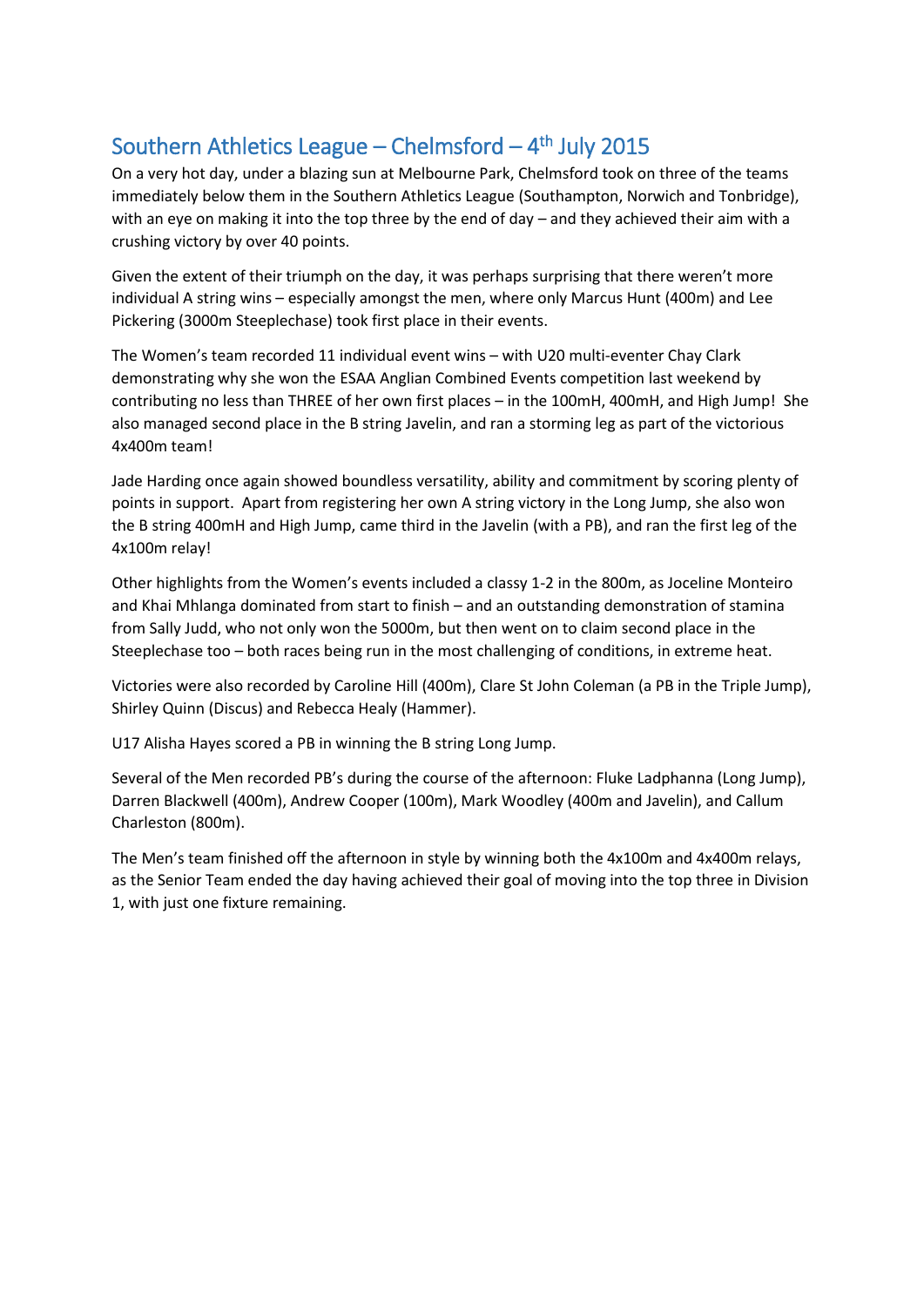# Southern Athletics League – Chelmsford – 4th July 2015

On a very hot day, under a blazing sun at Melbourne Park, Chelmsford took on three of the teams immediately below them in the Southern Athletics League (Southampton, Norwich and Tonbridge), with an eye on making it into the top three by the end of day – and they achieved their aim with a crushing victory by over 40 points.

Given the extent of their triumph on the day, it was perhaps surprising that there weren't more individual A string wins – especially amongst the men, where only Marcus Hunt (400m) and Lee Pickering (3000m Steeplechase) took first place in their events.

The Women's team recorded 11 individual event wins – with U20 multi-eventer Chay Clark demonstrating why she won the ESAA Anglian Combined Events competition last weekend by contributing no less than THREE of her own first places – in the 100mH, 400mH, and High Jump! She also managed second place in the B string Javelin, and ran a storming leg as part of the victorious 4x400m team!

Jade Harding once again showed boundless versatility, ability and commitment by scoring plenty of points in support. Apart from registering her own A string victory in the Long Jump, she also won the B string 400mH and High Jump, came third in the Javelin (with a PB), and ran the first leg of the 4x100m relay!

Other highlights from the Women's events included a classy 1-2 in the 800m, as Joceline Monteiro and Khai Mhlanga dominated from start to finish – and an outstanding demonstration of stamina from Sally Judd, who not only won the 5000m, but then went on to claim second place in the Steeplechase too – both races being run in the most challenging of conditions, in extreme heat.

Victories were also recorded by Caroline Hill (400m), Clare St John Coleman (a PB in the Triple Jump), Shirley Quinn (Discus) and Rebecca Healy (Hammer).

U17 Alisha Hayes scored a PB in winning the B string Long Jump.

Several of the Men recorded PB's during the course of the afternoon: Fluke Ladphanna (Long Jump), Darren Blackwell (400m), Andrew Cooper (100m), Mark Woodley (400m and Javelin), and Callum Charleston (800m).

The Men's team finished off the afternoon in style by winning both the 4x100m and 4x400m relays, as the Senior Team ended the day having achieved their goal of moving into the top three in Division 1, with just one fixture remaining.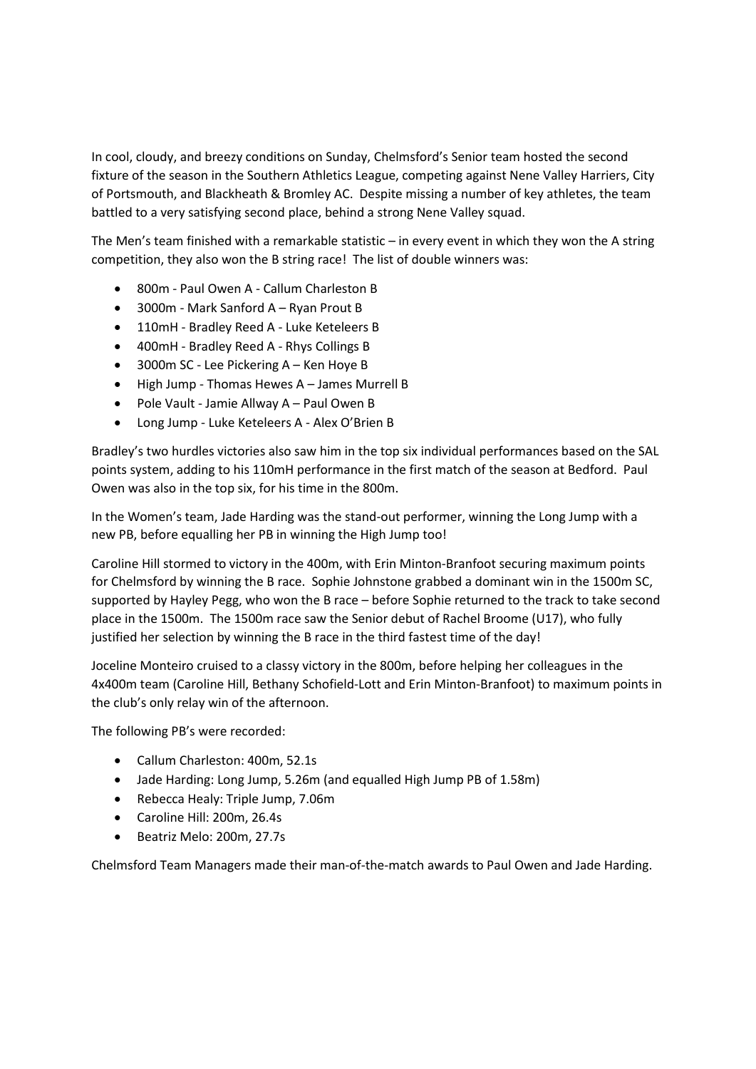In cool, cloudy, and breezy conditions on Sunday, Chelmsford's Senior team hosted the second fixture of the season in the Southern Athletics League, competing against Nene Valley Harriers, City of Portsmouth, and Blackheath & Bromley AC. Despite missing a number of key athletes, the team battled to a very satisfying second place, behind a strong Nene Valley squad.

The Men's team finished with a remarkable statistic – in every event in which they won the A string competition, they also won the B string race! The list of double winners was:

- 800m - Paul Owen A - Callum Charleston B
- 3000m - Mark Sanford A – Ryan Prout B
- 110mH - Bradley Reed A - Luke Keteleers B
- 400mH - Bradley Reed A - Rhys Collings B
- 3000m SC - Lee Pickering A – Ken Hoye B
- High Jump - Thomas Hewes A – James Murrell B
- Pole Vault - Jamie Allway A – Paul Owen B
- Long Jump - Luke Keteleers A - Alex O'Brien B

Bradley's two hurdles victories also saw him in the top six individual performances based on the SAL points system, adding to his 110mH performance in the first match of the season at Bedford. Paul Owen was also in the top six, for his time in the 800m.

In the Women's team, Jade Harding was the stand-out performer, winning the Long Jump with a new PB, before equalling her PB in winning the High Jump too!

Caroline Hill stormed to victory in the 400m, with Erin Minton-Branfoot securing maximum points for Chelmsford by winning the B race. Sophie Johnstone grabbed a dominant win in the 1500m SC, supported by Hayley Pegg, who won the B race – before Sophie returned to the track to take second place in the 1500m. The 1500m race saw the Senior debut of Rachel Broome (U17), who fully justified her selection by winning the B race in the third fastest time of the day!

Joceline Monteiro cruised to a classy victory in the 800m, before helping her colleagues in the 4x400m team (Caroline Hill, Bethany Schofield-Lott and Erin Minton-Branfoot) to maximum points in the club's only relay win of the afternoon.

The following PB's were recorded:

- Callum Charleston: 400m, 52.1s
- Jade Harding: Long Jump, 5.26m (and equalled High Jump PB of 1.58m)
- Rebecca Healy: Triple Jump, 7.06m
- Caroline Hill: 200m, 26.4s
- Beatriz Melo: 200m, 27.7s

Chelmsford Team Managers made their man-of-the-match awards to Paul Owen and Jade Harding.